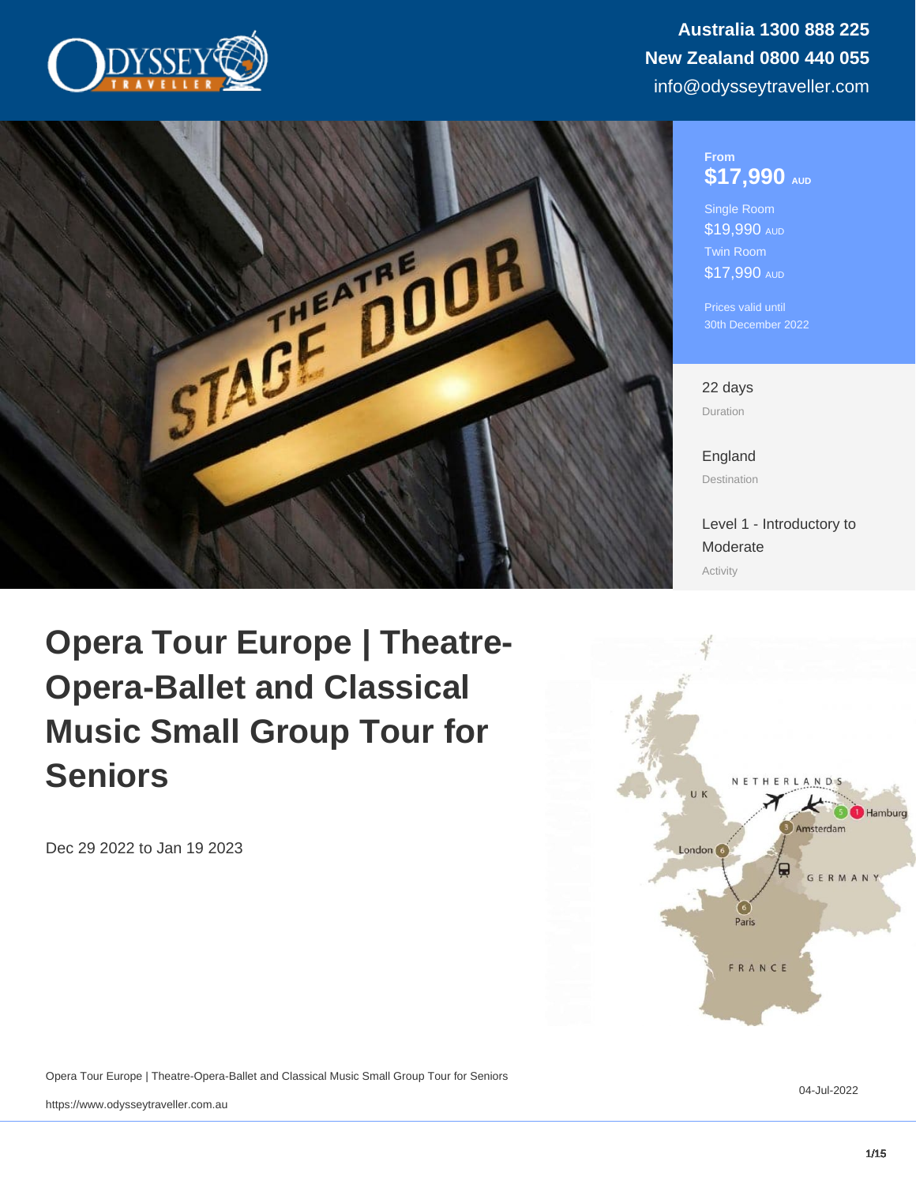Australia 1300 888 225
New Zealand 0800 440 055
info@odysseytraveller.com

From
**$17,990** AUD

Single Room
$19,990 AUD

Twin Room
$17,990 AUD

Prices valid until
30th December 2022

22 days
Duration

England
Destination

Level 1 - Introductory to Moderate
Activity

# Opera Tour Europe | Theatre-Opera-Ballet and Classical Music Small Group Tour for Seniors

Dec 29 2022 to Jan 19 2023

04-Jul-2022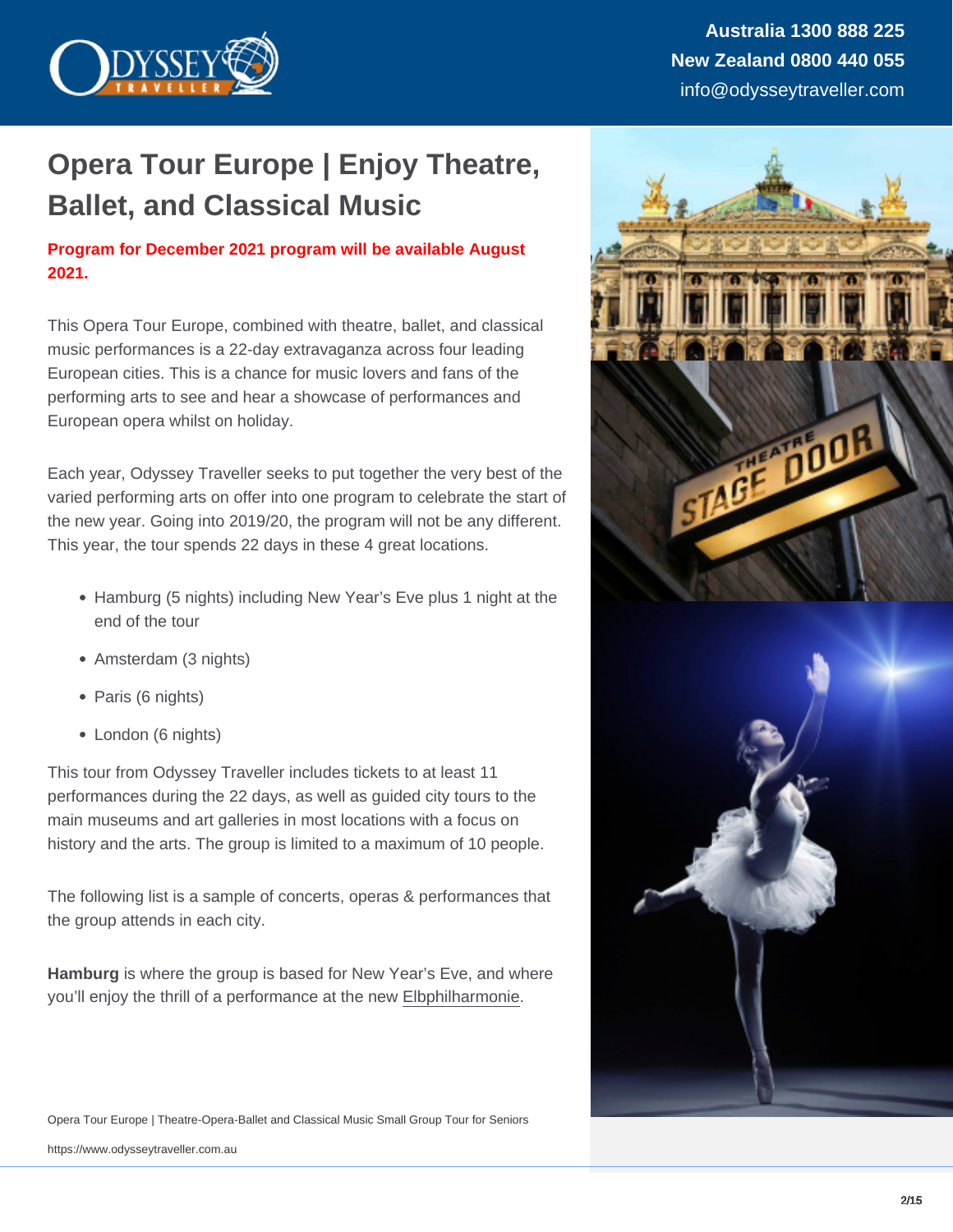# Opera Tour Europe | Enjoy Theatre, Ballet, and Classical Music

**Program for December 2021 program will be available August 2021.**

This Opera Tour Europe, combined with theatre, ballet, and classical music performances is a 22-day extravaganza across four leading European cities. This is a chance for music lovers and fans of the performing arts to see and hear a showcase of performances and European opera whilst on holiday.

Each year, Odyssey Traveller seeks to put together the very best of the varied performing arts on offer into one program to celebrate the start of the new year. Going into 2019/20, the program will not be any different. This year, the tour spends 22 days in these 4 great locations.

- Hamburg (5 nights) including New Year's Eve plus 1 night at the end of the tour
- Amsterdam (3 nights)
- Paris (6 nights)
- London (6 nights)

This tour from Odyssey Traveller includes tickets to at least 11 performances during the 22 days, as well as guided city tours to the main museums and art galleries in most locations with a focus on history and the arts. The group is limited to a maximum of 10 people.

The following list is a sample of concerts, operas & performances that the group attends in each city.

**Hamburg** is where the group is based for New Year's Eve, and where you'll enjoy the thrill of a performance at the new Elbphilharmonie.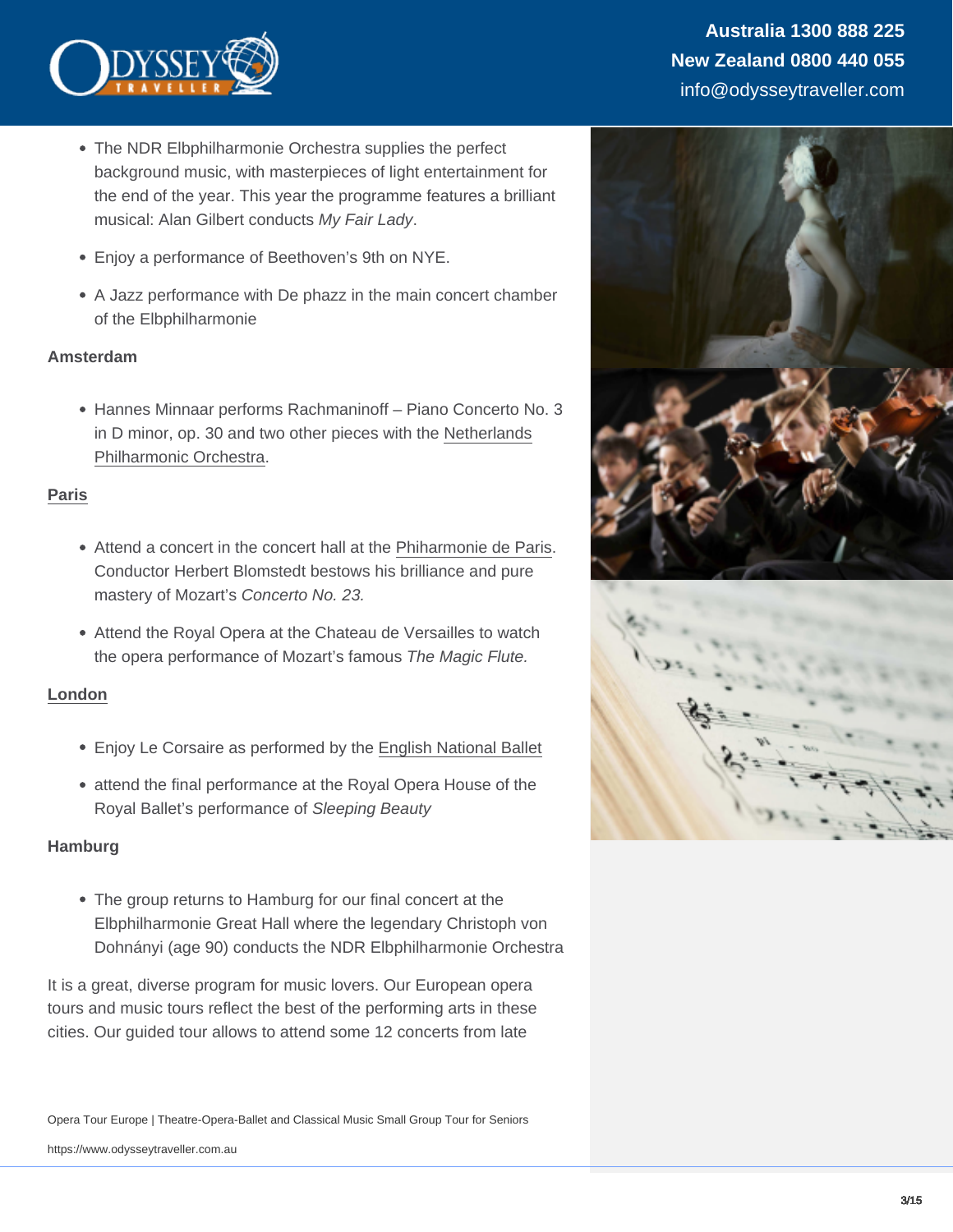- The NDR Elbphilharmonie Orchestra supplies the perfect background music, with masterpieces of light entertainment for the end of the year. This year the programme features a brilliant musical: Alan Gilbert conducts *My Fair Lady*.
- Enjoy a performance of Beethoven's 9th on NYE.
- A Jazz performance with De phazz in the main concert chamber of the Elbphilharmonie

**Amsterdam**

- Hannes Minnaar performs Rachmaninoff – Piano Concerto No. 3 in D minor, op. 30 and two other pieces with the Netherlands Philharmonic Orchestra.

**Paris**

- Attend a concert in the concert hall at the Phiharmonie de Paris. Conductor Herbert Blomstedt bestows his brilliance and pure mastery of Mozart's *Concerto No. 23.*
- Attend the Royal Opera at the Chateau de Versailles to watch the opera performance of Mozart's famous *The Magic Flute.*

**London**

- Enjoy Le Corsaire as performed by the English National Ballet
- attend the final performance at the Royal Opera House of the Royal Ballet's performance of *Sleeping Beauty*

**Hamburg**

- The group returns to Hamburg for our final concert at the Elbphilharmonie Great Hall where the legendary Christoph von Dohnányi (age 90) conducts the NDR Elbphilharmonie Orchestra

It is a great, diverse program for music lovers. Our European opera tours and music tours reflect the best of the performing arts in these cities. Our guided tour allows to attend some 12 concerts from late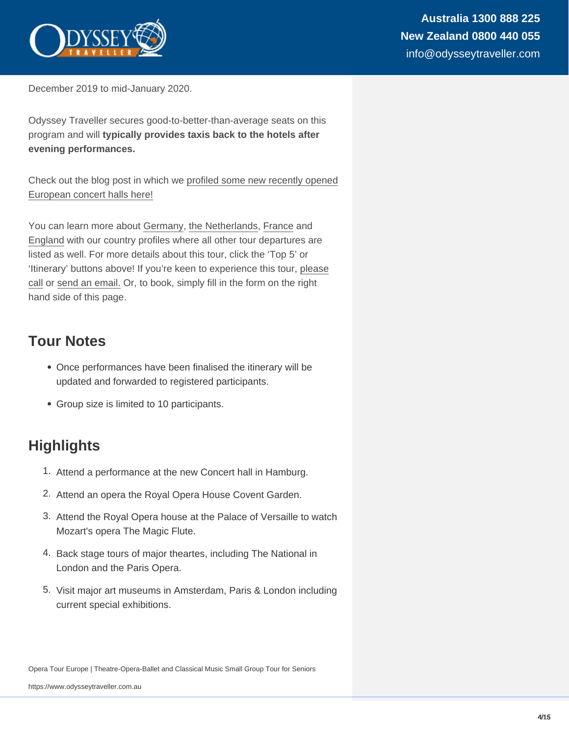December 2019 to mid-January 2020.

Odyssey Traveller secures good-to-better-than-average seats on this program and will **typically provides taxis back to the hotels after evening performances.**

Check out the blog post in which we profiled some new recently opened European concert halls here!

You can learn more about Germany, the Netherlands, France and England with our country profiles where all other tour departures are listed as well. For more details about this tour, click the 'Top 5' or 'Itinerary' buttons above! If you're keen to experience this tour, please call or send an email. Or, to book, simply fill in the form on the right hand side of this page.

## Tour Notes

- Once performances have been finalised the itinerary will be updated and forwarded to registered participants.
- Group size is limited to 10 participants.

## Highlights

1. Attend a performance at the new Concert hall in Hamburg.
2. Attend an opera the Royal Opera House Covent Garden.
3. Attend the Royal Opera house at the Palace of Versaille to watch Mozart's opera The Magic Flute.
4. Back stage tours of major theartes, including The National in London and the Paris Opera.
5. Visit major art museums in Amsterdam, Paris & London including current special exhibitions.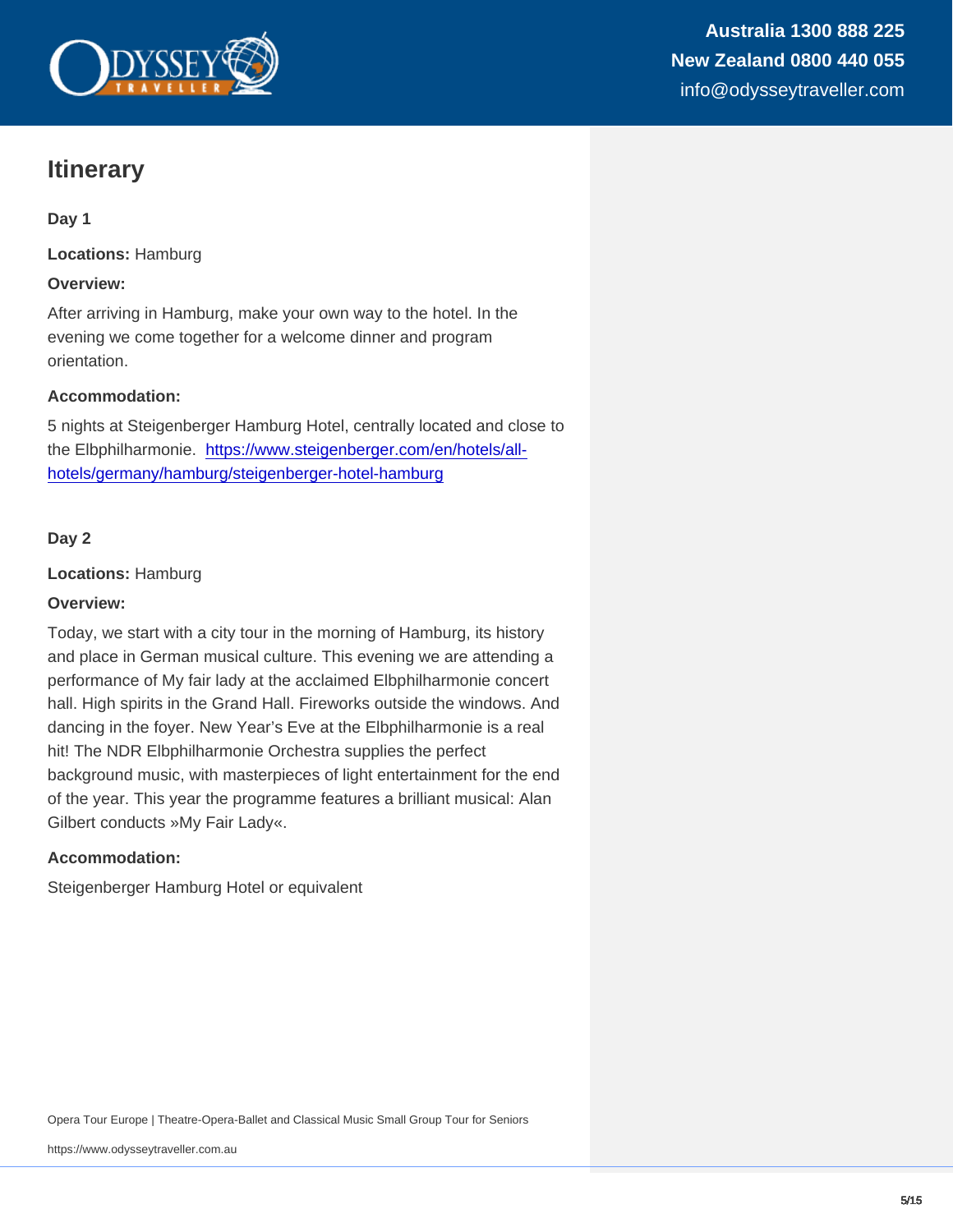## Itinerary

**Day 1**

**Locations:** Hamburg

**Overview:**

After arriving in Hamburg, make your own way to the hotel. In the evening we come together for a welcome dinner and program orientation.

**Accommodation:**

5 nights at Steigenberger Hamburg Hotel, centrally located and close to the Elbphilharmonie. [https://www.steigenberger.com/en/hotels/all-hotels/germany/hamburg/steigenberger-hotel-hamburg](https://www.steigenberger.com/en/hotels/all-hotels/germany/hamburg/steigenberger-hotel-hamburg)

**Day 2**

**Locations:** Hamburg

**Overview:**

Today, we start with a city tour in the morning of Hamburg, its history and place in German musical culture. This evening we are attending a performance of My fair lady at the acclaimed Elbphilharmonie concert hall. High spirits in the Grand Hall. Fireworks outside the windows. And dancing in the foyer. New Year's Eve at the Elbphilharmonie is a real hit! The NDR Elbphilharmonie Orchestra supplies the perfect background music, with masterpieces of light entertainment for the end of the year. This year the programme features a brilliant musical: Alan Gilbert conducts »My Fair Lady«.

**Accommodation:**

Steigenberger Hamburg Hotel or equivalent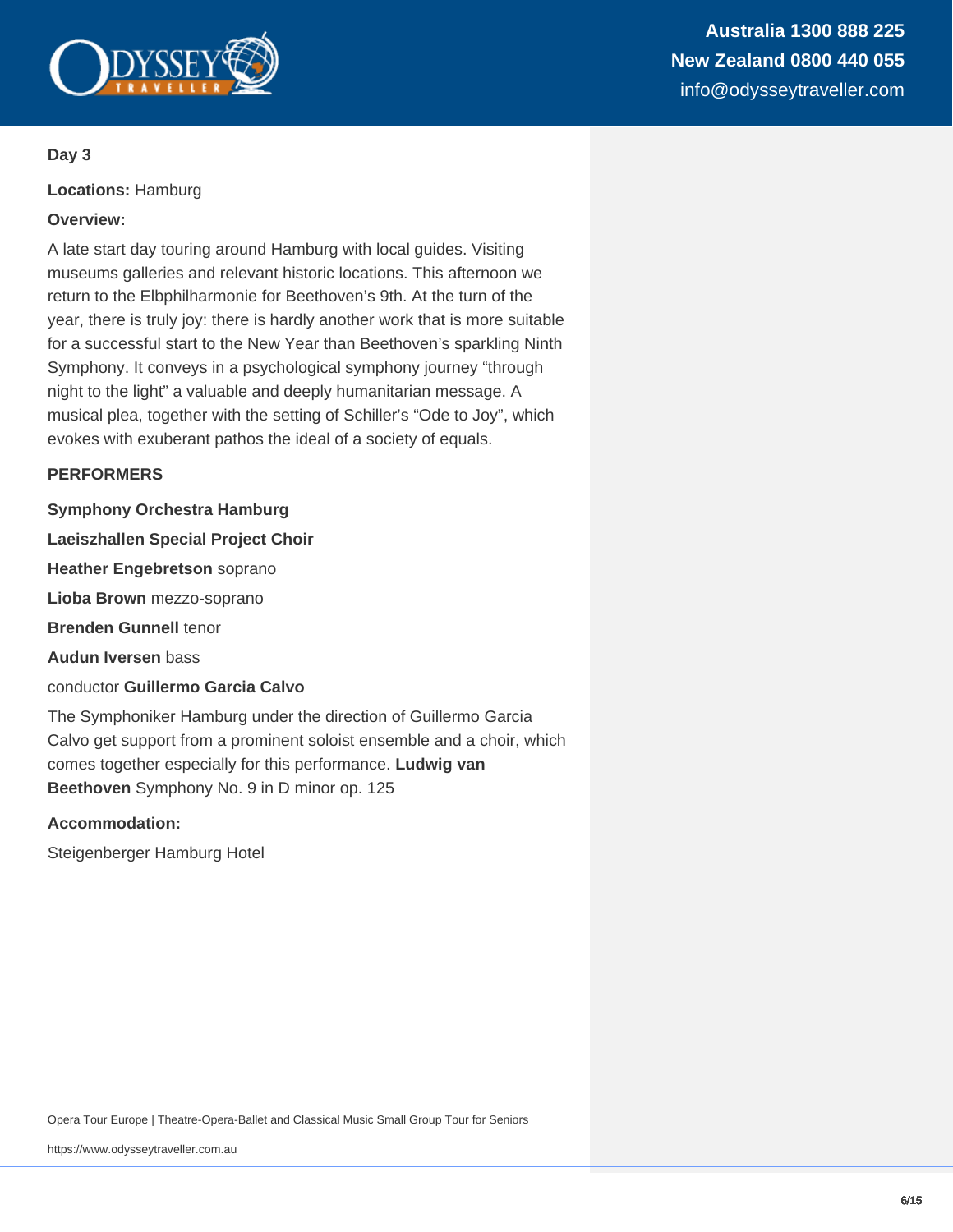**Day 3**

**Locations:** Hamburg

**Overview:**

A late start day touring around Hamburg with local guides. Visiting museums galleries and relevant historic locations. This afternoon we return to the Elbphilharmonie for Beethoven's 9th. At the turn of the year, there is truly joy: there is hardly another work that is more suitable for a successful start to the New Year than Beethoven's sparkling Ninth Symphony. It conveys in a psychological symphony journey "through night to the light" a valuable and deeply humanitarian message. A musical plea, together with the setting of Schiller's "Ode to Joy", which evokes with exuberant pathos the ideal of a society of equals.

**PERFORMERS**

**Symphony Orchestra Hamburg**

**Laeiszhallen Special Project Choir**

**Heather Engebretson** soprano

**Lioba Brown** mezzo-soprano

**Brenden Gunnell** tenor

**Audun Iversen** bass

conductor **Guillermo Garcia Calvo**

The Symphoniker Hamburg under the direction of Guillermo Garcia Calvo get support from a prominent soloist ensemble and a choir, which comes together especially for this performance. **Ludwig van Beethoven** Symphony No. 9 in D minor op. 125

**Accommodation:**

Steigenberger Hamburg Hotel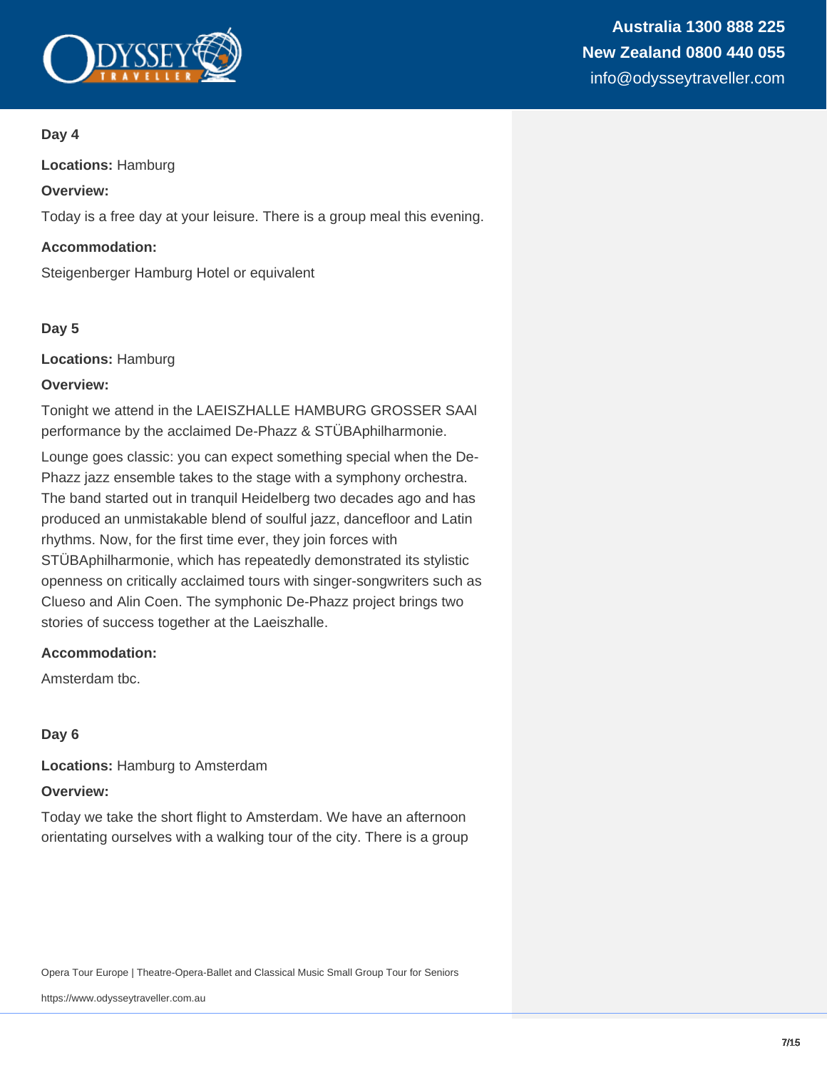**Day 4**

**Locations:** Hamburg

**Overview:**

Today is a free day at your leisure. There is a group meal this evening.

**Accommodation:**

Steigenberger Hamburg Hotel or equivalent

**Day 5**

**Locations:** Hamburg

**Overview:**

Tonight we attend in the LAEISZHALLE HAMBURG GROSSER SAAl performance by the acclaimed De-Phazz & STÜBAphilharmonie.

Lounge goes classic: you can expect something special when the De-Phazz jazz ensemble takes to the stage with a symphony orchestra. The band started out in tranquil Heidelberg two decades ago and has produced an unmistakable blend of soulful jazz, dancefloor and Latin rhythms. Now, for the first time ever, they join forces with STÜBAphilharmonie, which has repeatedly demonstrated its stylistic openness on critically acclaimed tours with singer-songwriters such as Clueso and Alin Coen. The symphonic De-Phazz project brings two stories of success together at the Laeiszhalle.

**Accommodation:**

Amsterdam tbc.

**Day 6**

**Locations:** Hamburg to Amsterdam

**Overview:**

Today we take the short flight to Amsterdam. We have an afternoon orientating ourselves with a walking tour of the city. There is a group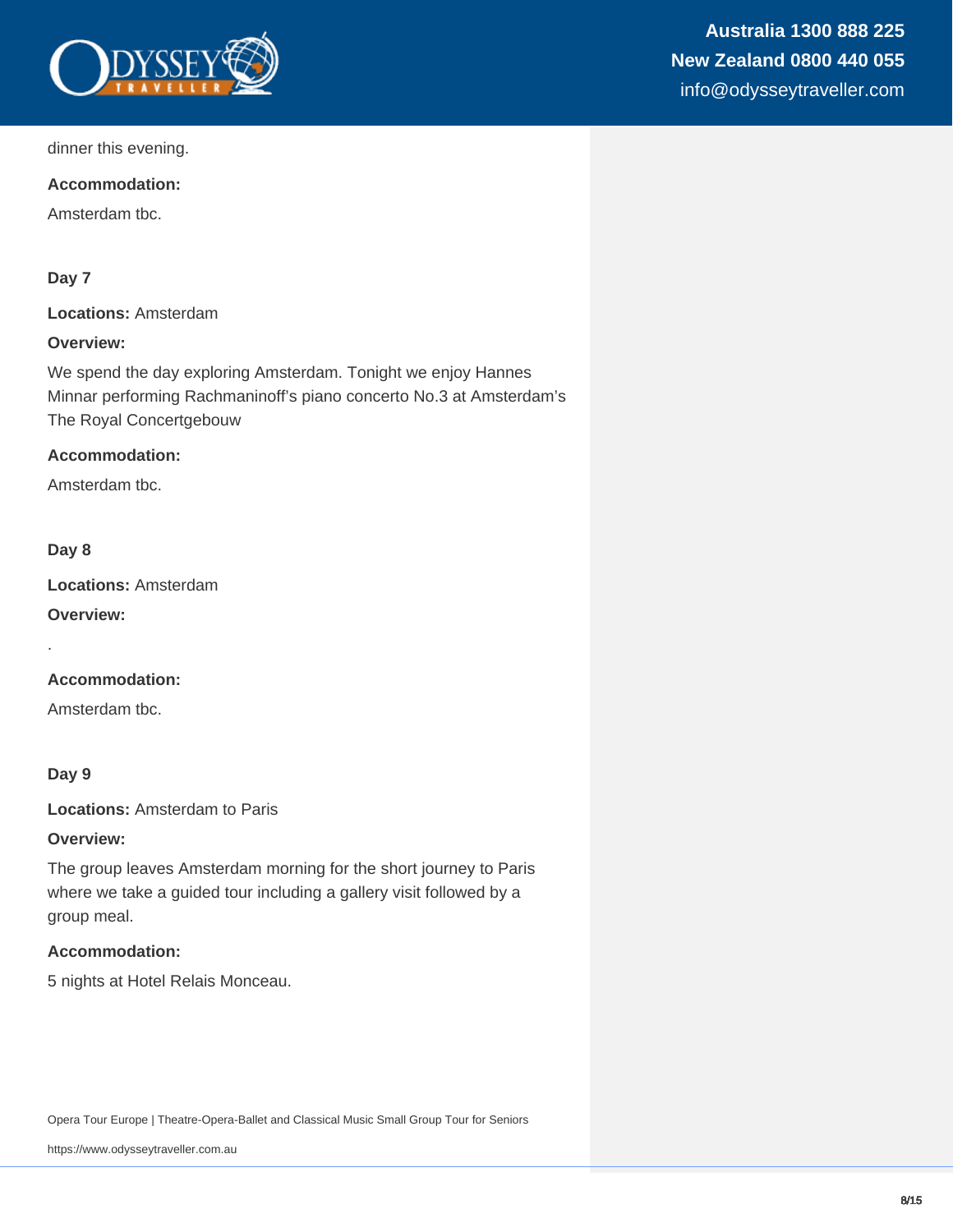dinner this evening.

**Accommodation:**

Amsterdam tbc.

**Day 7**

**Locations:** Amsterdam

**Overview:**

We spend the day exploring Amsterdam. Tonight we enjoy Hannes Minnar performing Rachmaninoff's piano concerto No.3 at Amsterdam's The Royal Concertgebouw

**Accommodation:**

Amsterdam tbc.

**Day 8**

**Locations:** Amsterdam

**Overview:**

.

**Accommodation:**

Amsterdam tbc.

**Day 9**

**Locations:** Amsterdam to Paris

**Overview:**

The group leaves Amsterdam morning for the short journey to Paris where we take a guided tour including a gallery visit followed by a group meal.

**Accommodation:**

5 nights at Hotel Relais Monceau.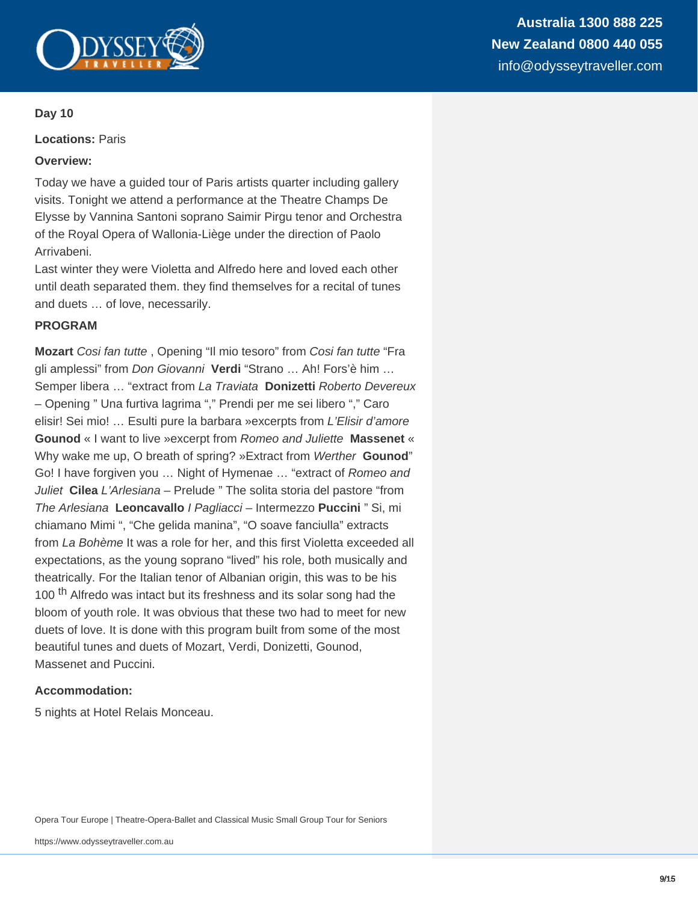**Day 10**

**Locations:** Paris

**Overview:**

Today we have a guided tour of Paris artists quarter including gallery visits. Tonight we attend a performance at the Theatre Champs De Elysse by Vannina Santoni soprano Saimir Pirgu tenor and Orchestra of the Royal Opera of Wallonia-Liège under the direction of Paolo Arrivabeni.

Last winter they were Violetta and Alfredo here and loved each other until death separated them. they find themselves for a recital of tunes and duets … of love, necessarily.

**PROGRAM**

**Mozart** *Cosi fan tutte* , Opening "Il mio tesoro" from *Cosi fan tutte* "Fra gli amplessi" from *Don Giovanni* **Verdi** "Strano … Ah! Fors'è him … Semper libera … "extract from *La Traviata* **Donizetti** *Roberto Devereux* – Opening " Una furtiva lagrima "," Prendi per me sei libero "," Caro elisir! Sei mio! … Esulti pure la barbara »excerpts from *L'Elisir d'amore* **Gounod** « I want to live »excerpt from *Romeo and Juliette* **Massenet** « Why wake me up, O breath of spring? »Extract from *Werther* **Gounod**" Go! I have forgiven you … Night of Hymenae … "extract of *Romeo and Juliet* **Cilea** *L'Arlesiana* – Prelude " The solita storia del pastore "from *The Arlesiana* **Leoncavallo** *I Pagliacci* – Intermezzo **Puccini** " Si, mi chiamano Mimi ", "Che gelida manina", "O soave fanciulla" extracts from *La Bohème* It was a role for her, and this first Violetta exceeded all expectations, as the young soprano "lived" his role, both musically and theatrically. For the Italian tenor of Albanian origin, this was to be his 100 th Alfredo was intact but its freshness and its solar song had the bloom of youth role. It was obvious that these two had to meet for new duets of love. It is done with this program built from some of the most beautiful tunes and duets of Mozart, Verdi, Donizetti, Gounod, Massenet and Puccini.

**Accommodation:**

5 nights at Hotel Relais Monceau.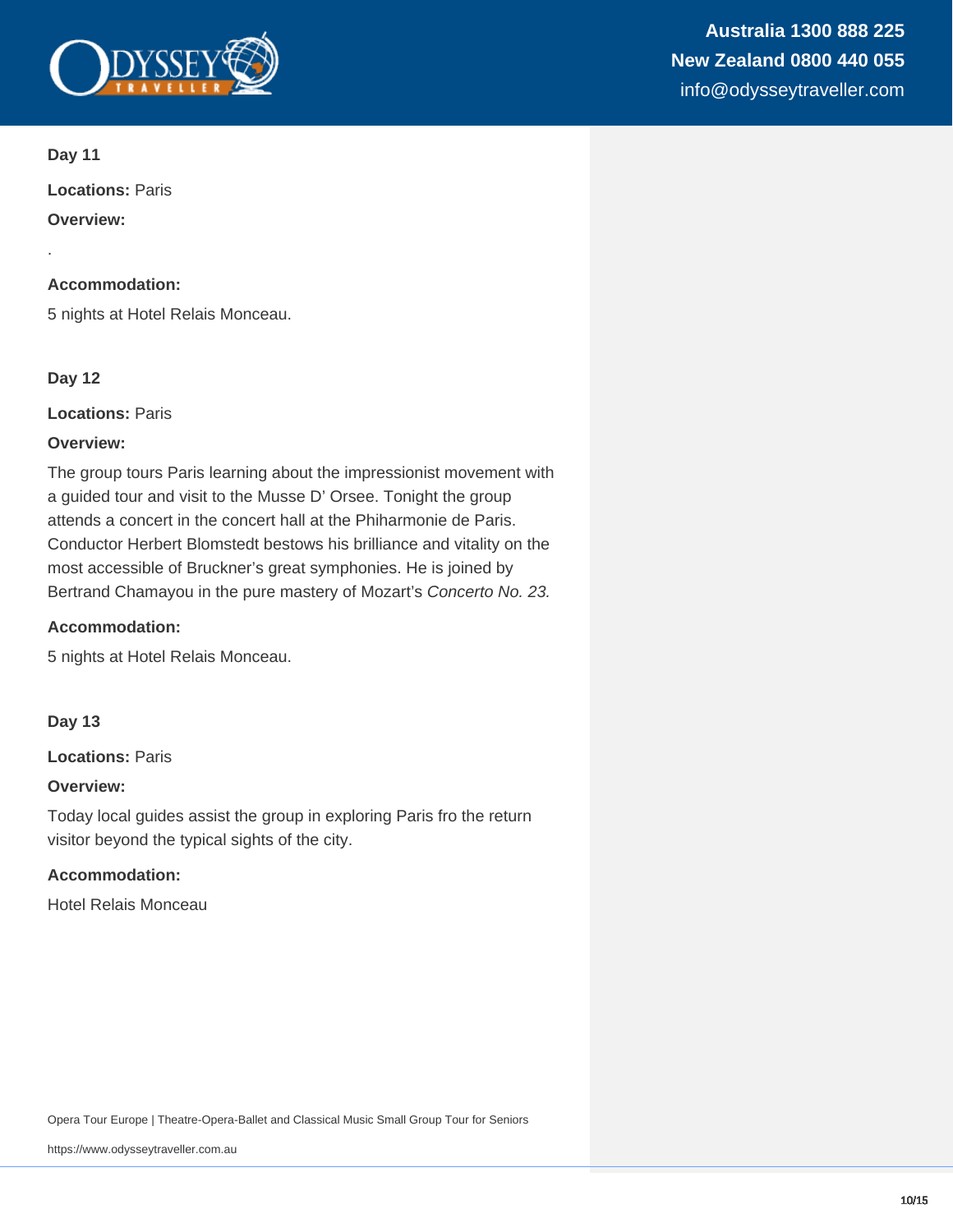**Day 11**

**Locations:** Paris

**Overview:**

.

**Accommodation:**

5 nights at Hotel Relais Monceau.

**Day 12**

**Locations:** Paris

**Overview:**

The group tours Paris learning about the impressionist movement with a guided tour and visit to the Musse D' Orsee. Tonight the group attends a concert in the concert hall at the Phiharmonie de Paris. Conductor Herbert Blomstedt bestows his brilliance and vitality on the most accessible of Bruckner's great symphonies. He is joined by Bertrand Chamayou in the pure mastery of Mozart's *Concerto No. 23.*

**Accommodation:**

5 nights at Hotel Relais Monceau.

**Day 13**

**Locations:** Paris

**Overview:**

Today local guides assist the group in exploring Paris fro the return visitor beyond the typical sights of the city.

**Accommodation:**

Hotel Relais Monceau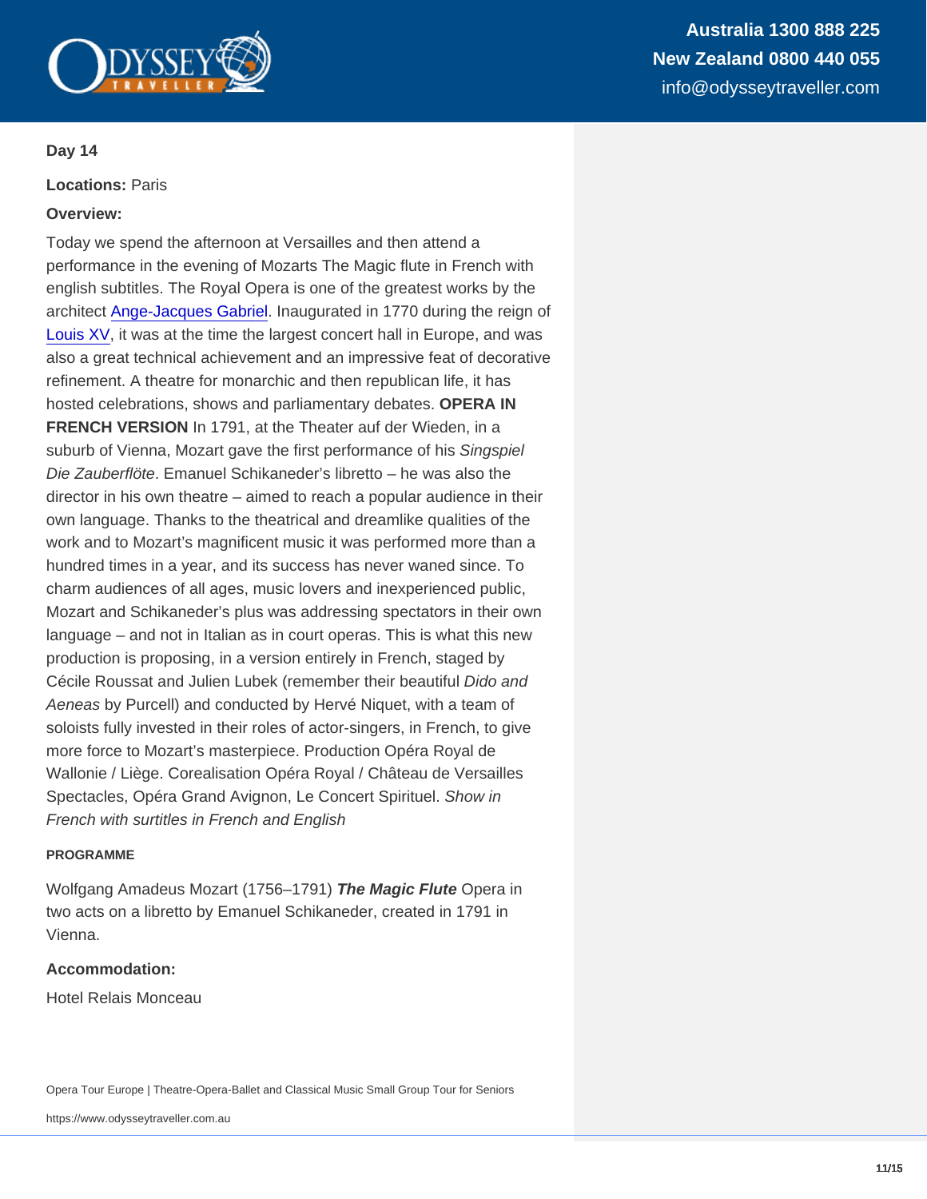**Day 14**

**Locations:** Paris

**Overview:**

Today we spend the afternoon at Versailles and then attend a performance in the evening of Mozarts The Magic flute in French with english subtitles. The Royal Opera is one of the greatest works by the architect [Ange-Jacques Gabriel](). Inaugurated in 1770 during the reign of [Louis XV](), it was at the time the largest concert hall in Europe, and was also a great technical achievement and an impressive feat of decorative refinement. A theatre for monarchic and then republican life, it has hosted celebrations, shows and parliamentary debates. **OPERA IN FRENCH VERSION** In 1791, at the Theater auf der Wieden, in a suburb of Vienna, Mozart gave the first performance of his *Singspiel Die Zauberflöte*. Emanuel Schikaneder's libretto – he was also the director in his own theatre – aimed to reach a popular audience in their own language. Thanks to the theatrical and dreamlike qualities of the work and to Mozart's magnificent music it was performed more than a hundred times in a year, and its success has never waned since. To charm audiences of all ages, music lovers and inexperienced public, Mozart and Schikaneder's plus was addressing spectators in their own language – and not in Italian as in court operas. This is what this new production is proposing, in a version entirely in French, staged by Cécile Roussat and Julien Lubek (remember their beautiful *Dido and Aeneas* by Purcell) and conducted by Hervé Niquet, with a team of soloists fully invested in their roles of actor-singers, in French, to give more force to Mozart's masterpiece. Production Opéra Royal de Wallonie / Liège. Corealisation Opéra Royal / Château de Versailles Spectacles, Opéra Grand Avignon, Le Concert Spirituel. *Show in French with surtitles in French and English*

**PROGRAMME**

Wolfgang Amadeus Mozart (1756–1791) ***The Magic Flute*** Opera in two acts on a libretto by Emanuel Schikaneder, created in 1791 in Vienna.

**Accommodation:**

Hotel Relais Monceau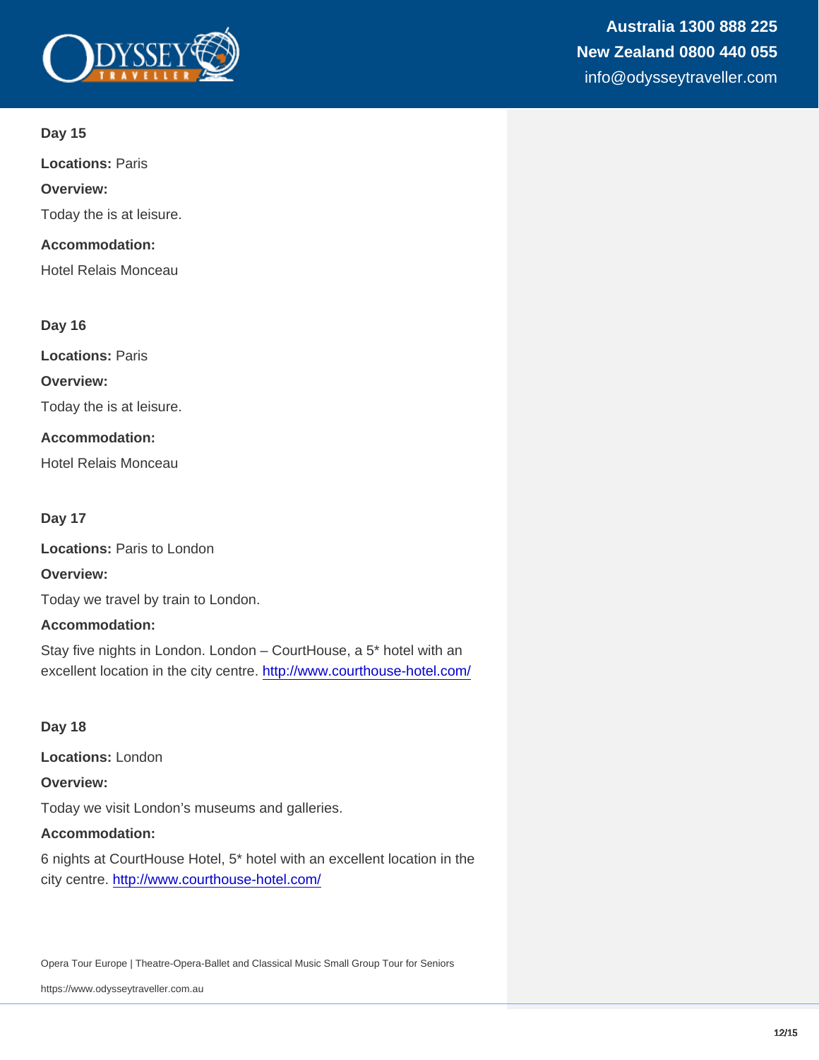### Day 15

**Locations:** Paris

**Overview:**

Today the is at leisure.

**Accommodation:**

Hotel Relais Monceau

### Day 16

**Locations:** Paris

**Overview:**

Today the is at leisure.

**Accommodation:**

Hotel Relais Monceau

### Day 17

**Locations:** Paris to London

**Overview:**

Today we travel by train to London.

**Accommodation:**

Stay five nights in London. London – CourtHouse, a 5* hotel with an excellent location in the city centre. http://www.courthouse-hotel.com/

### Day 18

**Locations:** London

**Overview:**

Today we visit London's museums and galleries.

**Accommodation:**

6 nights at CourtHouse Hotel, 5* hotel with an excellent location in the city centre. http://www.courthouse-hotel.com/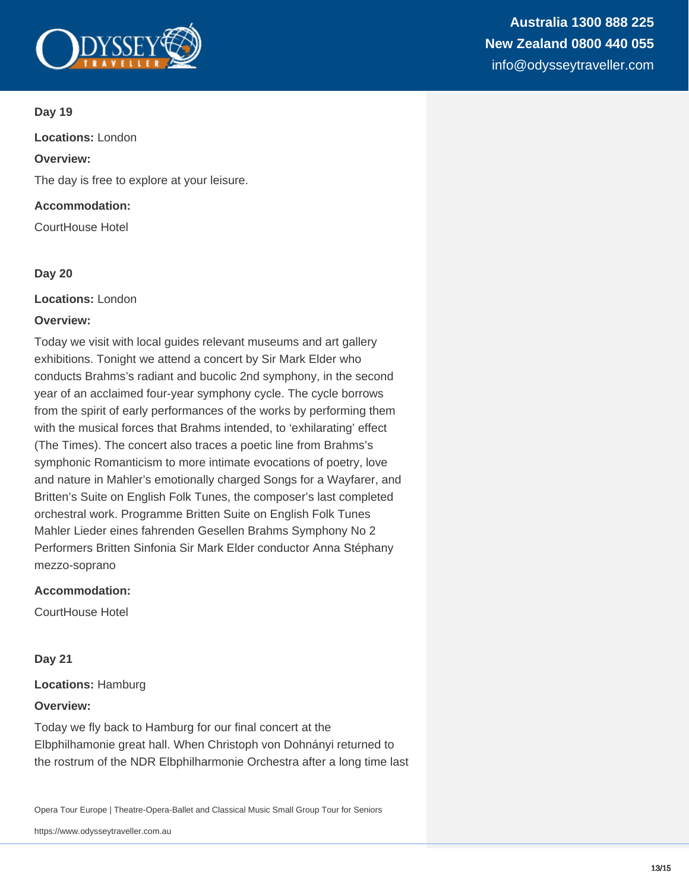**Day 19**

**Locations:** London

**Overview:**

The day is free to explore at your leisure.

**Accommodation:**

CourtHouse Hotel

**Day 20**

**Locations:** London

**Overview:**

Today we visit with local guides relevant museums and art gallery exhibitions. Tonight we attend a concert by Sir Mark Elder who conducts Brahms's radiant and bucolic 2nd symphony, in the second year of an acclaimed four-year symphony cycle. The cycle borrows from the spirit of early performances of the works by performing them with the musical forces that Brahms intended, to 'exhilarating' effect (The Times). The concert also traces a poetic line from Brahms's symphonic Romanticism to more intimate evocations of poetry, love and nature in Mahler's emotionally charged Songs for a Wayfarer, and Britten's Suite on English Folk Tunes, the composer's last completed orchestral work. Programme Britten Suite on English Folk Tunes Mahler Lieder eines fahrenden Gesellen Brahms Symphony No 2 Performers Britten Sinfonia Sir Mark Elder conductor Anna Stéphany mezzo-soprano

**Accommodation:**

CourtHouse Hotel

**Day 21**

**Locations:** Hamburg

**Overview:**

Today we fly back to Hamburg for our final concert at the Elbphilhamonie great hall. When Christoph von Dohnányi returned to the rostrum of the NDR Elbphilharmonie Orchestra after a long time last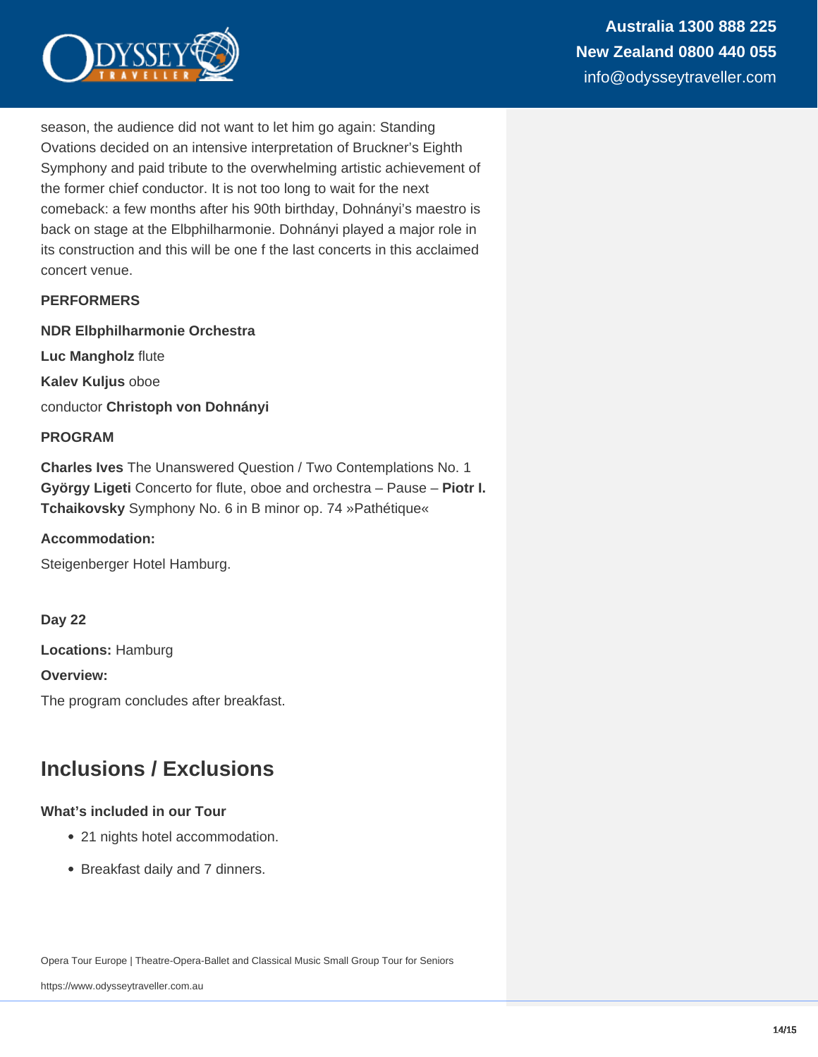season, the audience did not want to let him go again: Standing Ovations decided on an intensive interpretation of Bruckner's Eighth Symphony and paid tribute to the overwhelming artistic achievement of the former chief conductor. It is not too long to wait for the next comeback: a few months after his 90th birthday, Dohnányi's maestro is back on stage at the Elbphilharmonie. Dohnányi played a major role in its construction and this will be one f the last concerts in this acclaimed concert venue.

**PERFORMERS**

**NDR Elbphilharmonie Orchestra**

**Luc Mangholz** flute

**Kalev Kuljus** oboe

conductor **Christoph von Dohnányi**

**PROGRAM**

**Charles Ives** The Unanswered Question / Two Contemplations No. 1
**György Ligeti** Concerto for flute, oboe and orchestra – Pause – **Piotr I. Tchaikovsky** Symphony No. 6 in B minor op. 74 »Pathétique«

**Accommodation:**

Steigenberger Hotel Hamburg.

**Day 22**

**Locations:** Hamburg

**Overview:**

The program concludes after breakfast.

## Inclusions / Exclusions

**What's included in our Tour**

- 21 nights hotel accommodation.
- Breakfast daily and 7 dinners.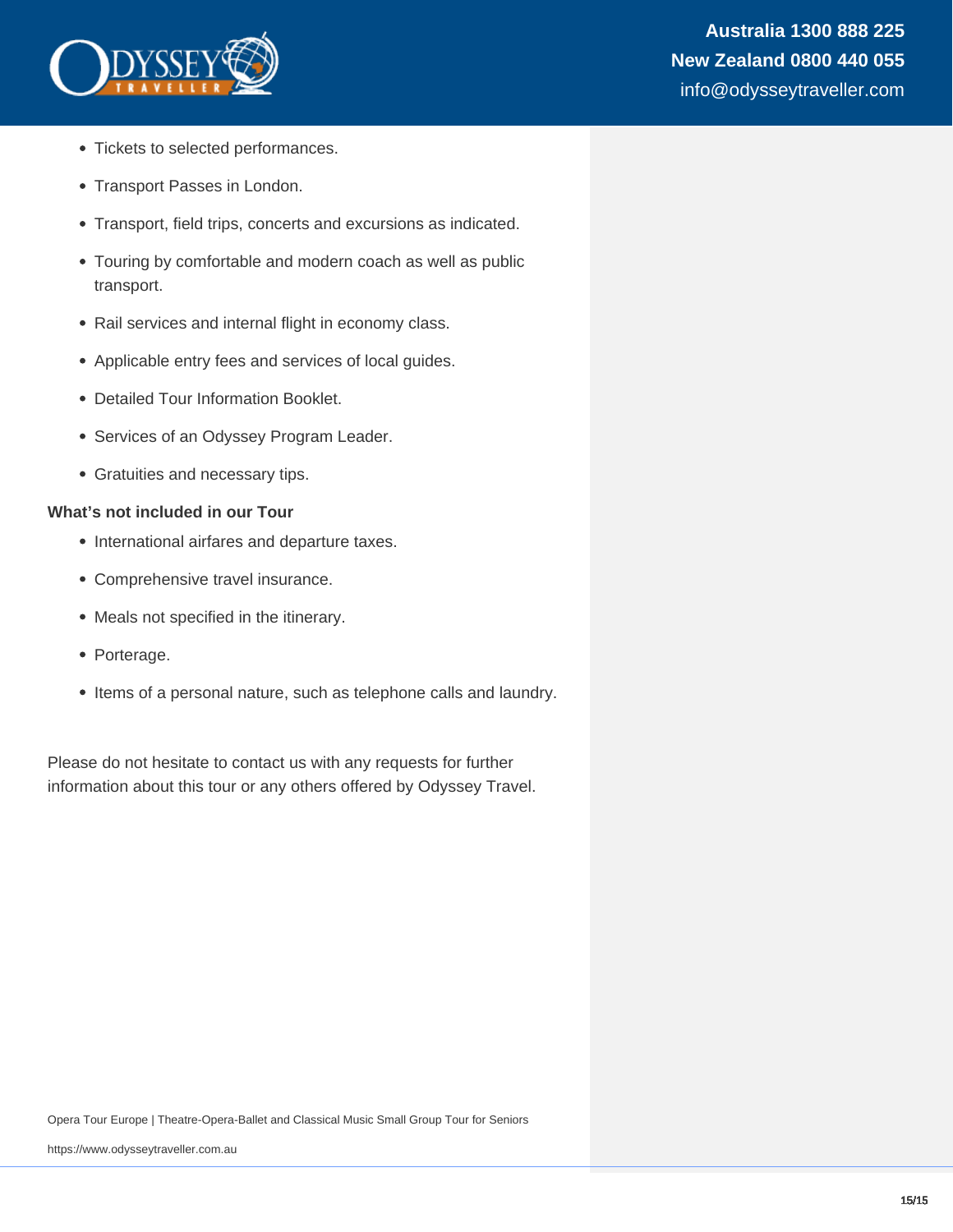- Tickets to selected performances.
- Transport Passes in London.
- Transport, field trips, concerts and excursions as indicated.
- Touring by comfortable and modern coach as well as public transport.
- Rail services and internal flight in economy class.
- Applicable entry fees and services of local guides.
- Detailed Tour Information Booklet.
- Services of an Odyssey Program Leader.
- Gratuities and necessary tips.

**What's not included in our Tour**

- International airfares and departure taxes.
- Comprehensive travel insurance.
- Meals not specified in the itinerary.
- Porterage.
- Items of a personal nature, such as telephone calls and laundry.

Please do not hesitate to contact us with any requests for further information about this tour or any others offered by Odyssey Travel.